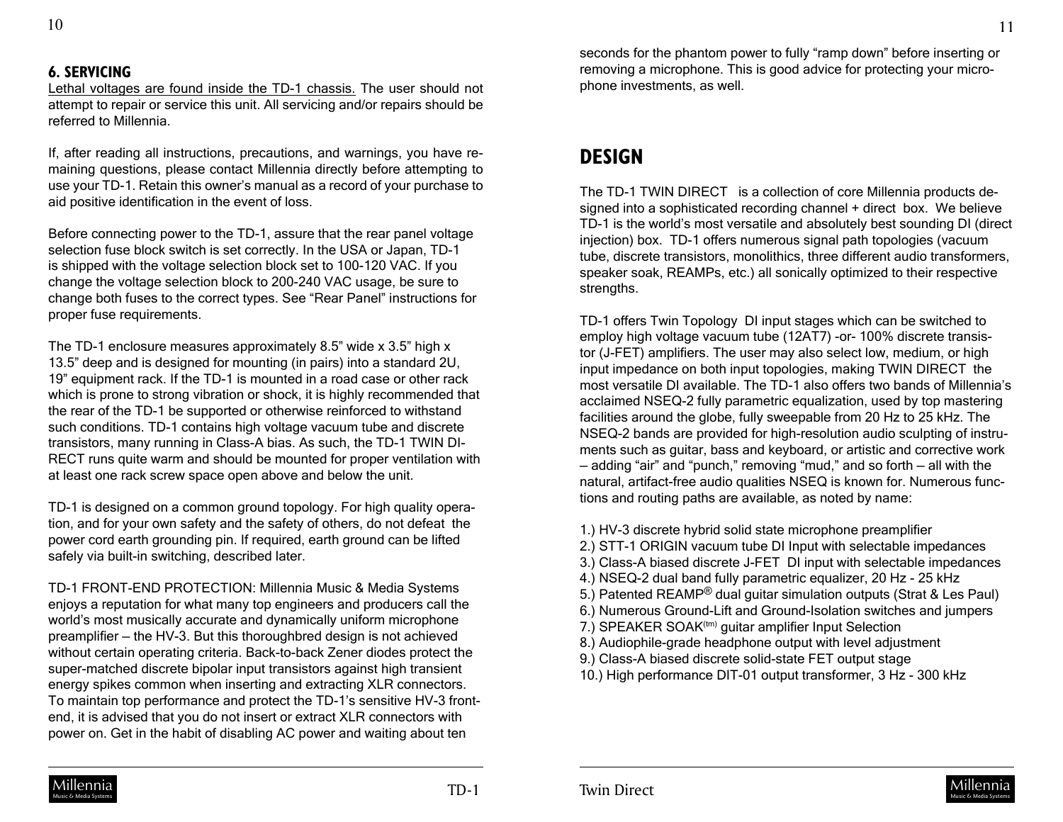## 6. SERVICING

<u>Lethal voltages are found inside the TD-1 chassis.</u> The user should not attempt to repair or service this unit. All servicing and/or repairs should be referred to Millennia.

If, after reading all instructions, precautions, and warnings, you have remaining questions, please contact Millennia directly before attempting to use your TD-1. Retain this owner's manual as a record of your purchase to aid positive identification in the event of loss.

Before connecting power to the TD-1, assure that the rear panel voltage selection fuse block switch is set correctly. In the USA or Japan, TD-1 is shipped with the voltage selection block set to 100-120 VAC. If you change the voltage selection block to 200-240 VAC usage, be sure to change both fuses to the correct types. See "Rear Panel" instructions for proper fuse requirements.

The TD-1 enclosure measures approximately 8.5" wide x 3.5" high x 13.5" deep and is designed for mounting (in pairs) into a standard 2U, 19" equipment rack. If the TD-1 is mounted in a road case or other rack which is prone to strong vibration or shock, it is highly recommended that the rear of the TD-1 be supported or otherwise reinforced to withstand such conditions. TD-1 contains high voltage vacuum tube and discrete transistors, many running in Class-A bias. As such, the TD-1 TWIN DIRECT runs quite warm and should be mounted for proper ventilation with at least one rack screw space open above and below the unit.

TD-1 is designed on a common ground topology. For high quality operation, and for your own safety and the safety of others, do not defeat the power cord earth grounding pin. If required, earth ground can be lifted safely via built-in switching, described later.

TD-1 FRONT-END PROTECTION: Millennia Music & Media Systems enjoys a reputation for what many top engineers and producers call the world's most musically accurate and dynamically uniform microphone preamplifier — the HV-3. But this thoroughbred design is not achieved without certain operating criteria. Back-to-back Zener diodes protect the super-matched discrete bipolar input transistors against high transient energy spikes common when inserting and extracting XLR connectors. To maintain top performance and protect the TD-1's sensitive HV-3 front-end, it is advised that you do not insert or extract XLR connectors with power on. Get in the habit of disabling AC power and waiting about ten seconds for the phantom power to fully "ramp down" before inserting or removing a microphone. This is good advice for protecting your microphone investments, as well.

# DESIGN

The TD-1 TWIN DIRECT is a collection of core Millennia products designed into a sophisticated recording channel + direct box. We believe TD-1 is the world's most versatile and absolutely best sounding DI (direct injection) box. TD-1 offers numerous signal path topologies (vacuum tube, discrete transistors, monolithics, three different audio transformers, speaker soak, REAMPs, etc.) all sonically optimized to their respective strengths.

TD-1 offers Twin Topology DI input stages which can be switched to employ high voltage vacuum tube (12AT7) -or- 100% discrete transistor (J-FET) amplifiers. The user may also select low, medium, or high input impedance on both input topologies, making TWIN DIRECT the most versatile DI available. The TD-1 also offers two bands of Millennia's acclaimed NSEQ-2 fully parametric equalization, used by top mastering facilities around the globe, fully sweepable from 20 Hz to 25 kHz. The NSEQ-2 bands are provided for high-resolution audio sculpting of instruments such as guitar, bass and keyboard, or artistic and corrective work — adding "air" and "punch," removing "mud," and so forth — all with the natural, artifact-free audio qualities NSEQ is known for. Numerous functions and routing paths are available, as noted by name:

1.) HV-3 discrete hybrid solid state microphone preamplifier
2.) STT-1 ORIGIN vacuum tube DI Input with selectable impedances
3.) Class-A biased discrete J-FET DI input with selectable impedances
4.) NSEQ-2 dual band fully parametric equalizer, 20 Hz - 25 kHz
5.) Patented REAMP® dual guitar simulation outputs (Strat & Les Paul)
6.) Numerous Ground-Lift and Ground-Isolation switches and jumpers
7.) SPEAKER SOAK(tm) guitar amplifier Input Selection
8.) Audiophile-grade headphone output with level adjustment
9.) Class-A biased discrete solid-state FET output stage
10.) High performance DIT-01 output transformer, 3 Hz - 300 kHz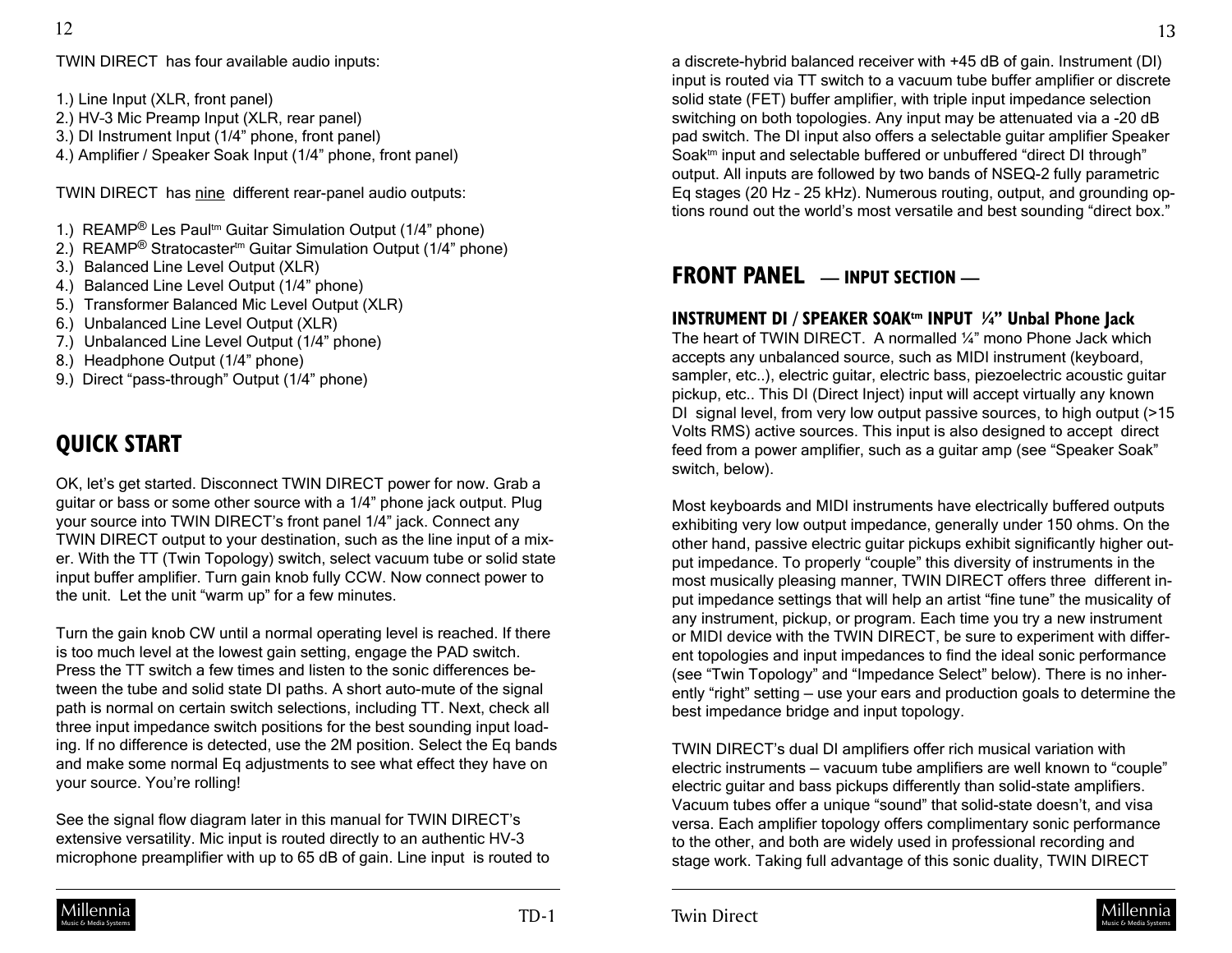TWIN DIRECT has four available audio inputs:

1.) Line Input (XLR, front panel)
2.) HV-3 Mic Preamp Input (XLR, rear panel)
3.) DI Instrument Input (1/4" phone, front panel)
4.) Amplifier / Speaker Soak Input (1/4" phone, front panel)

TWIN DIRECT has nine different rear-panel audio outputs:

1.) REAMP® Les Paul™ Guitar Simulation Output (1/4" phone)
2.) REAMP® Stratocaster™ Guitar Simulation Output (1/4" phone)
3.) Balanced Line Level Output (XLR)
4.) Balanced Line Level Output (1/4" phone)
5.) Transformer Balanced Mic Level Output (XLR)
6.) Unbalanced Line Level Output (XLR)
7.) Unbalanced Line Level Output (1/4" phone)
8.) Headphone Output (1/4" phone)
9.) Direct "pass-through" Output (1/4" phone)

## QUICK START

OK, let's get started. Disconnect TWIN DIRECT power for now. Grab a guitar or bass or some other source with a 1/4" phone jack output. Plug your source into TWIN DIRECT's front panel 1/4" jack. Connect any TWIN DIRECT output to your destination, such as the line input of a mixer. With the TT (Twin Topology) switch, select vacuum tube or solid state input buffer amplifier. Turn gain knob fully CCW. Now connect power to the unit. Let the unit "warm up" for a few minutes.

Turn the gain knob CW until a normal operating level is reached. If there is too much level at the lowest gain setting, engage the PAD switch. Press the TT switch a few times and listen to the sonic differences between the tube and solid state DI paths. A short auto-mute of the signal path is normal on certain switch selections, including TT. Next, check all three input impedance switch positions for the best sounding input loading. If no difference is detected, use the 2M position. Select the Eq bands and make some normal Eq adjustments to see what effect they have on your source. You're rolling!

See the signal flow diagram later in this manual for TWIN DIRECT's extensive versatility. Mic input is routed directly to an authentic HV-3 microphone preamplifier with up to 65 dB of gain. Line input is routed to a discrete-hybrid balanced receiver with +45 dB of gain. Instrument (DI) input is routed via TT switch to a vacuum tube buffer amplifier or discrete solid state (FET) buffer amplifier, with triple input impedance selection switching on both topologies. Any input may be attenuated via a -20 dB pad switch. The DI input also offers a selectable guitar amplifier Speaker Soak™ input and selectable buffered or unbuffered "direct DI through" output. All inputs are followed by two bands of NSEQ-2 fully parametric Eq stages (20 Hz – 25 kHz). Numerous routing, output, and grounding options round out the world's most versatile and best sounding "direct box."

## FRONT PANEL — INPUT SECTION —

### INSTRUMENT DI / SPEAKER SOAK™ INPUT ¼" Unbal Phone Jack

The heart of TWIN DIRECT. A normalled ¼" mono Phone Jack which accepts any unbalanced source, such as MIDI instrument (keyboard, sampler, etc..), electric guitar, electric bass, piezoelectric acoustic guitar pickup, etc.. This DI (Direct Inject) input will accept virtually any known DI signal level, from very low output passive sources, to high output (>15 Volts RMS) active sources. This input is also designed to accept direct feed from a power amplifier, such as a guitar amp (see "Speaker Soak" switch, below).

Most keyboards and MIDI instruments have electrically buffered outputs exhibiting very low output impedance, generally under 150 ohms. On the other hand, passive electric guitar pickups exhibit significantly higher output impedance. To properly "couple" this diversity of instruments in the most musically pleasing manner, TWIN DIRECT offers three different input impedance settings that will help an artist "fine tune" the musicality of any instrument, pickup, or program. Each time you try a new instrument or MIDI device with the TWIN DIRECT, be sure to experiment with different topologies and input impedances to find the ideal sonic performance (see "Twin Topology" and "Impedance Select" below). There is no inherently "right" setting – use your ears and production goals to determine the best impedance bridge and input topology.

TWIN DIRECT's dual DI amplifiers offer rich musical variation with electric instruments – vacuum tube amplifiers are well known to "couple" electric guitar and bass pickups differently than solid-state amplifiers. Vacuum tubes offer a unique "sound" that solid-state doesn't, and visa versa. Each amplifier topology offers complimentary sonic performance to the other, and both are widely used in professional recording and stage work. Taking full advantage of this sonic duality, TWIN DIRECT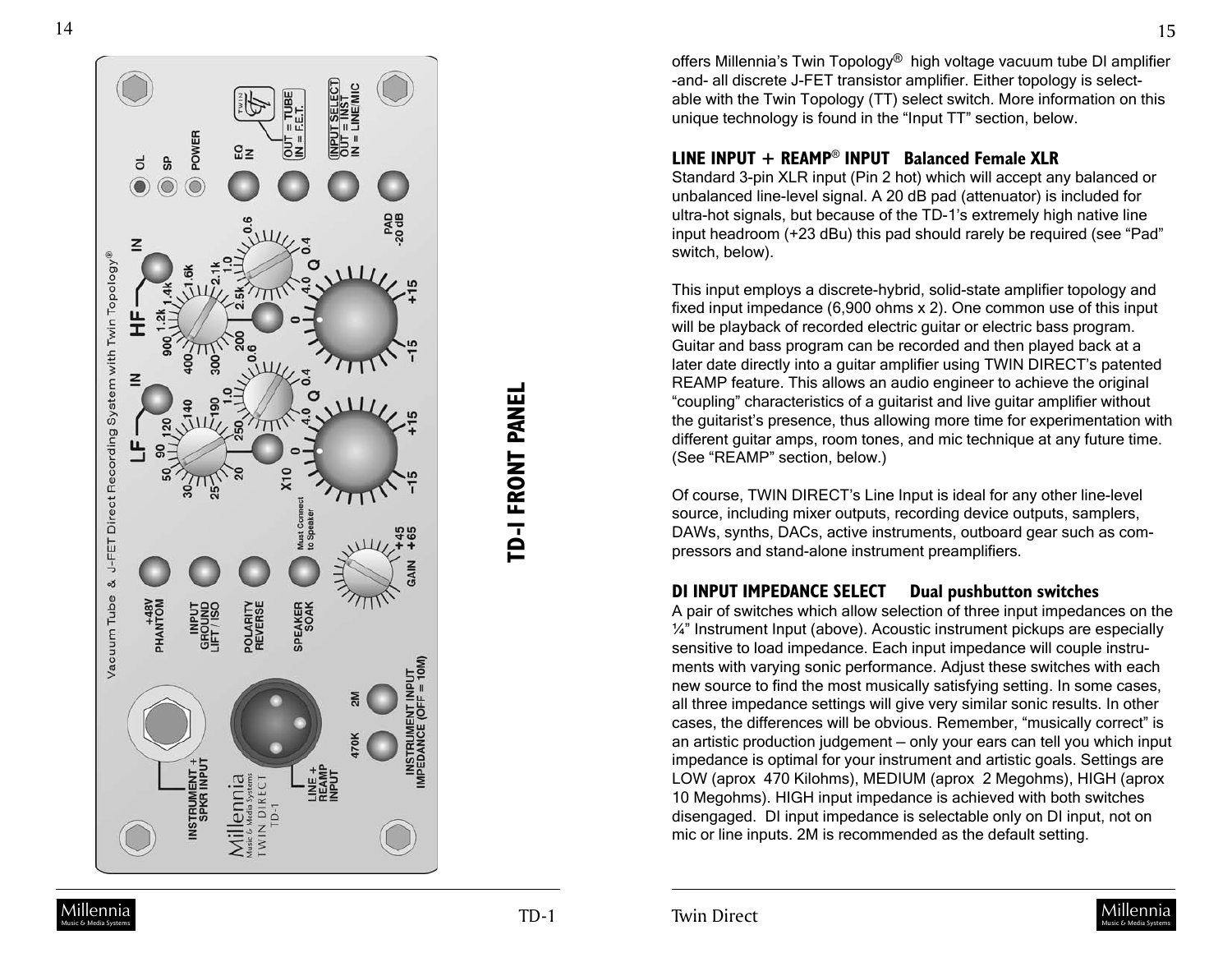# TD-1 FRONT PANEL

offers Millennia's Twin Topology® high voltage vacuum tube DI amplifier -and- all discrete J-FET transistor amplifier. Either topology is selectable with the Twin Topology (TT) select switch. More information on this unique technology is found in the "Input TT" section, below.

## LINE INPUT + REAMP® INPUT Balanced Female XLR

Standard 3-pin XLR input (Pin 2 hot) which will accept any balanced or unbalanced line-level signal. A 20 dB pad (attenuator) is included for ultra-hot signals, but because of the TD-1's extremely high native line input headroom (+23 dBu) this pad should rarely be required (see "Pad" switch, below).

This input employs a discrete-hybrid, solid-state amplifier topology and fixed input impedance (6,900 ohms x 2). One common use of this input will be playback of recorded electric guitar or electric bass program. Guitar and bass program can be recorded and then played back at a later date directly into a guitar amplifier using TWIN DIRECT's patented REAMP feature. This allows an audio engineer to achieve the original "coupling" characteristics of a guitarist and live guitar amplifier without the guitarist's presence, thus allowing more time for experimentation with different guitar amps, room tones, and mic technique at any future time. (See "REAMP" section, below.)

Of course, TWIN DIRECT's Line Input is ideal for any other line-level source, including mixer outputs, recording device outputs, samplers, DAWs, synths, DACs, active instruments, outboard gear such as compressors and stand-alone instrument preamplifiers.

## DI INPUT IMPEDANCE SELECT Dual pushbutton switches

A pair of switches which allow selection of three input impedances on the ¼" Instrument Input (above). Acoustic instrument pickups are especially sensitive to load impedance. Each input impedance will couple instruments with varying sonic performance. Adjust these switches with each new source to find the most musically satisfying setting. In some cases, all three impedance settings will give very similar sonic results. In other cases, the differences will be obvious. Remember, "musically correct" is an artistic production judgement – only your ears can tell you which input impedance is optimal for your instrument and artistic goals. Settings are LOW (aprox 470 Kilohms), MEDIUM (aprox 2 Megohms), HIGH (aprox 10 Megohms). HIGH input impedance is achieved with both switches disengaged. DI input impedance is selectable only on DI input, not on mic or line inputs. 2M is recommended as the default setting.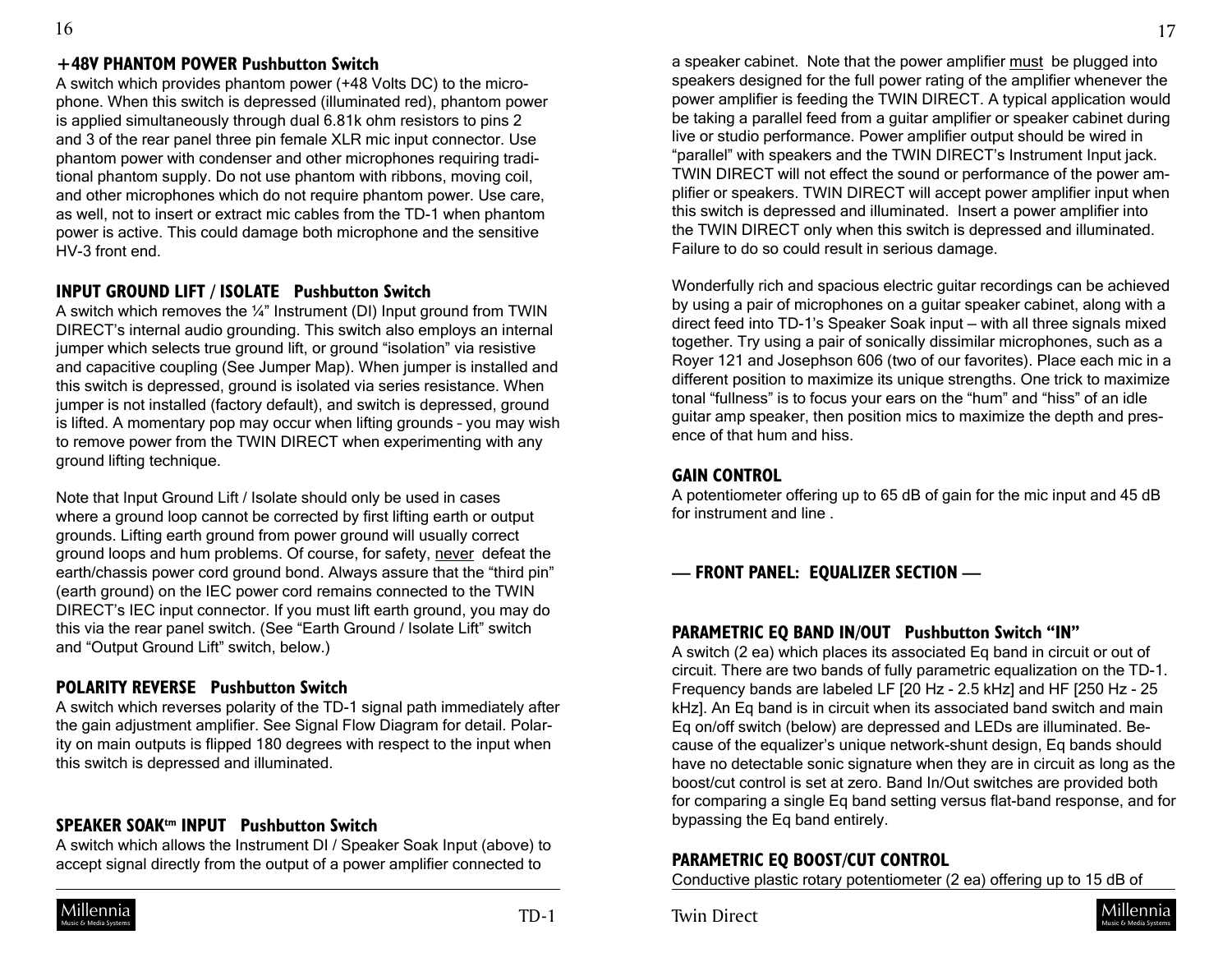### +48V PHANTOM POWER Pushbutton Switch

A switch which provides phantom power (+48 Volts DC) to the microphone. When this switch is depressed (illuminated red), phantom power is applied simultaneously through dual 6.81k ohm resistors to pins 2 and 3 of the rear panel three pin female XLR mic input connector. Use phantom power with condenser and other microphones requiring traditional phantom supply. Do not use phantom with ribbons, moving coil, and other microphones which do not require phantom power. Use care, as well, not to insert or extract mic cables from the TD-1 when phantom power is active. This could damage both microphone and the sensitive HV-3 front end.

### INPUT GROUND LIFT / ISOLATE Pushbutton Switch

A switch which removes the ¼" Instrument (DI) Input ground from TWIN DIRECT's internal audio grounding. This switch also employs an internal jumper which selects true ground lift, or ground "isolation" via resistive and capacitive coupling (See Jumper Map). When jumper is installed and this switch is depressed, ground is isolated via series resistance. When jumper is not installed (factory default), and switch is depressed, ground is lifted. A momentary pop may occur when lifting grounds – you may wish to remove power from the TWIN DIRECT when experimenting with any ground lifting technique.

Note that Input Ground Lift / Isolate should only be used in cases where a ground loop cannot be corrected by first lifting earth or output grounds. Lifting earth ground from power ground will usually correct ground loops and hum problems. Of course, for safety, never defeat the earth/chassis power cord ground bond. Always assure that the "third pin" (earth ground) on the IEC power cord remains connected to the TWIN DIRECT's IEC input connector. If you must lift earth ground, you may do this via the rear panel switch. (See "Earth Ground / Isolate Lift" switch and "Output Ground Lift" switch, below.)

### POLARITY REVERSE Pushbutton Switch

A switch which reverses polarity of the TD-1 signal path immediately after the gain adjustment amplifier. See Signal Flow Diagram for detail. Polarity on main outputs is flipped 180 degrees with respect to the input when this switch is depressed and illuminated.

### SPEAKER SOAK™ INPUT Pushbutton Switch

A switch which allows the Instrument DI / Speaker Soak Input (above) to accept signal directly from the output of a power amplifier connected to a speaker cabinet. Note that the power amplifier must be plugged into speakers designed for the full power rating of the amplifier whenever the power amplifier is feeding the TWIN DIRECT. A typical application would be taking a parallel feed from a guitar amplifier or speaker cabinet during live or studio performance. Power amplifier output should be wired in "parallel" with speakers and the TWIN DIRECT's Instrument Input jack. TWIN DIRECT will not effect the sound or performance of the power amplifier or speakers. TWIN DIRECT will accept power amplifier input when this switch is depressed and illuminated. Insert a power amplifier into the TWIN DIRECT only when this switch is depressed and illuminated. Failure to do so could result in serious damage.

Wonderfully rich and spacious electric guitar recordings can be achieved by using a pair of microphones on a guitar speaker cabinet, along with a direct feed into TD-1's Speaker Soak input – with all three signals mixed together. Try using a pair of sonically dissimilar microphones, such as a Royer 121 and Josephson 606 (two of our favorites). Place each mic in a different position to maximize its unique strengths. One trick to maximize tonal "fullness" is to focus your ears on the "hum" and "hiss" of an idle guitar amp speaker, then position mics to maximize the depth and presence of that hum and hiss.

### GAIN CONTROL

A potentiometer offering up to 65 dB of gain for the mic input and 45 dB for instrument and line .

## — FRONT PANEL: EQUALIZER SECTION —

### PARAMETRIC EQ BAND IN/OUT Pushbutton Switch "IN"

A switch (2 ea) which places its associated Eq band in circuit or out of circuit. There are two bands of fully parametric equalization on the TD-1. Frequency bands are labeled LF [20 Hz - 2.5 kHz] and HF [250 Hz - 25 kHz]. An Eq band is in circuit when its associated band switch and main Eq on/off switch (below) are depressed and LEDs are illuminated. Because of the equalizer's unique network-shunt design, Eq bands should have no detectable sonic signature when they are in circuit as long as the boost/cut control is set at zero. Band In/Out switches are provided both for comparing a single Eq band setting versus flat-band response, and for bypassing the Eq band entirely.

### PARAMETRIC EQ BOOST/CUT CONTROL

Conductive plastic rotary potentiometer (2 ea) offering up to 15 dB of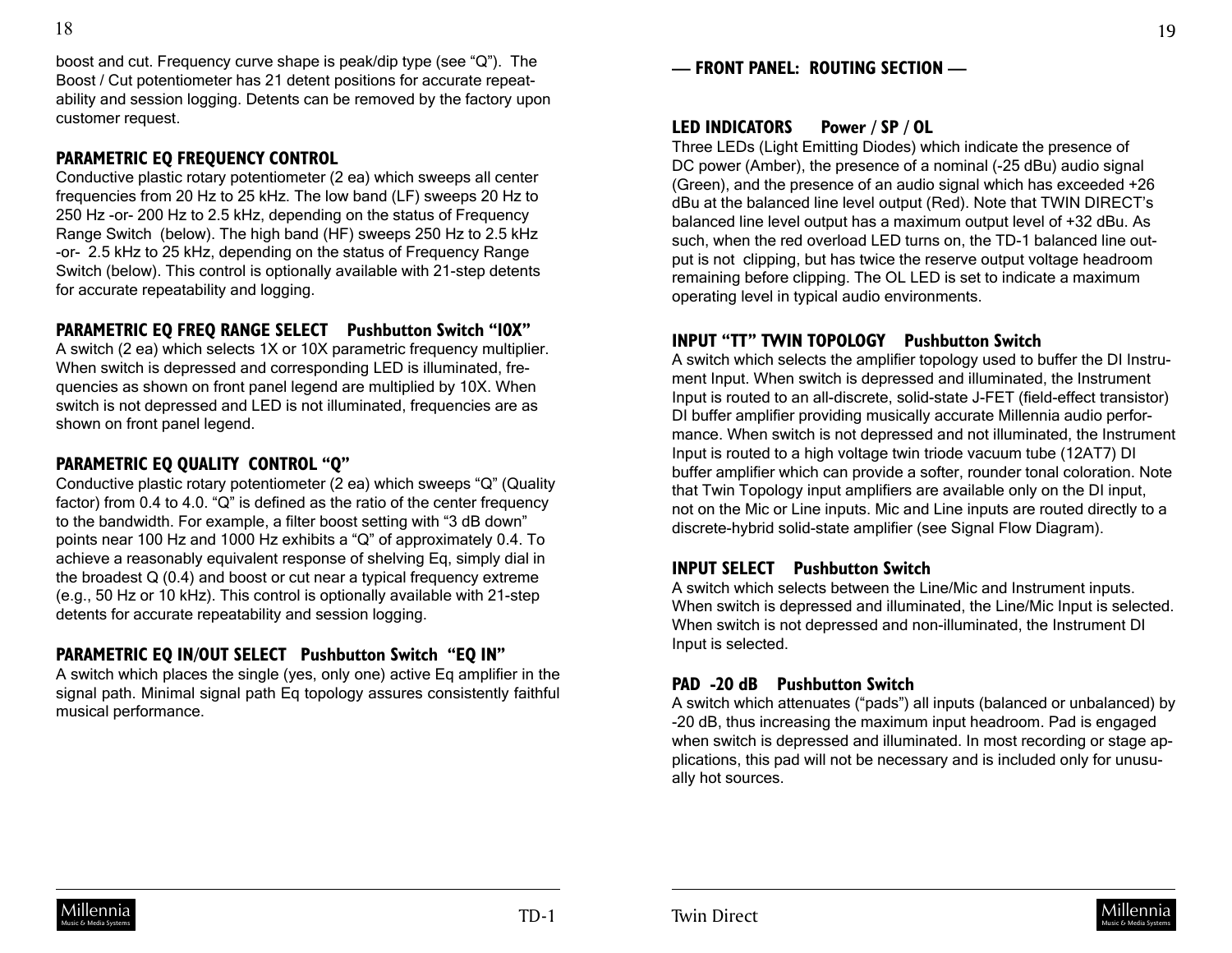boost and cut. Frequency curve shape is peak/dip type (see "Q"). The Boost / Cut potentiometer has 21 detent positions for accurate repeatability and session logging. Detents can be removed by the factory upon customer request.

### PARAMETRIC EQ FREQUENCY CONTROL

Conductive plastic rotary potentiometer (2 ea) which sweeps all center frequencies from 20 Hz to 25 kHz. The low band (LF) sweeps 20 Hz to 250 Hz -or- 200 Hz to 2.5 kHz, depending on the status of Frequency Range Switch (below). The high band (HF) sweeps 250 Hz to 2.5 kHz -or- 2.5 kHz to 25 kHz, depending on the status of Frequency Range Switch (below). This control is optionally available with 21-step detents for accurate repeatability and logging.

### PARAMETRIC EQ FREQ RANGE SELECT Pushbutton Switch "10X"

A switch (2 ea) which selects 1X or 10X parametric frequency multiplier. When switch is depressed and corresponding LED is illuminated, frequencies as shown on front panel legend are multiplied by 10X. When switch is not depressed and LED is not illuminated, frequencies are as shown on front panel legend.

### PARAMETRIC EQ QUALITY CONTROL "Q"

Conductive plastic rotary potentiometer (2 ea) which sweeps "Q" (Quality factor) from 0.4 to 4.0. "Q" is defined as the ratio of the center frequency to the bandwidth. For example, a filter boost setting with "3 dB down" points near 100 Hz and 1000 Hz exhibits a "Q" of approximately 0.4. To achieve a reasonably equivalent response of shelving Eq, simply dial in the broadest Q (0.4) and boost or cut near a typical frequency extreme (e.g., 50 Hz or 10 kHz). This control is optionally available with 21-step detents for accurate repeatability and session logging.

### PARAMETRIC EQ IN/OUT SELECT Pushbutton Switch "EQ IN"

A switch which places the single (yes, only one) active Eq amplifier in the signal path. Minimal signal path Eq topology assures consistently faithful musical performance.

## — FRONT PANEL: ROUTING SECTION —

### LED INDICATORS Power / SP / OL

Three LEDs (Light Emitting Diodes) which indicate the presence of DC power (Amber), the presence of a nominal (-25 dBu) audio signal (Green), and the presence of an audio signal which has exceeded +26 dBu at the balanced line level output (Red). Note that TWIN DIRECT's balanced line level output has a maximum output level of +32 dBu. As such, when the red overload LED turns on, the TD-1 balanced line output is not clipping, but has twice the reserve output voltage headroom remaining before clipping. The OL LED is set to indicate a maximum operating level in typical audio environments.

### INPUT "TT" TWIN TOPOLOGY Pushbutton Switch

A switch which selects the amplifier topology used to buffer the DI Instrument Input. When switch is depressed and illuminated, the Instrument Input is routed to an all-discrete, solid-state J-FET (field-effect transistor) DI buffer amplifier providing musically accurate Millennia audio performance. When switch is not depressed and not illuminated, the Instrument Input is routed to a high voltage twin triode vacuum tube (12AT7) DI buffer amplifier which can provide a softer, rounder tonal coloration. Note that Twin Topology input amplifiers are available only on the DI input, not on the Mic or Line inputs. Mic and Line inputs are routed directly to a discrete-hybrid solid-state amplifier (see Signal Flow Diagram).

### INPUT SELECT Pushbutton Switch

A switch which selects between the Line/Mic and Instrument inputs. When switch is depressed and illuminated, the Line/Mic Input is selected. When switch is not depressed and non-illuminated, the Instrument DI Input is selected.

### PAD -20 dB Pushbutton Switch

A switch which attenuates ("pads") all inputs (balanced or unbalanced) by -20 dB, thus increasing the maximum input headroom. Pad is engaged when switch is depressed and illuminated. In most recording or stage applications, this pad will not be necessary and is included only for unusually hot sources.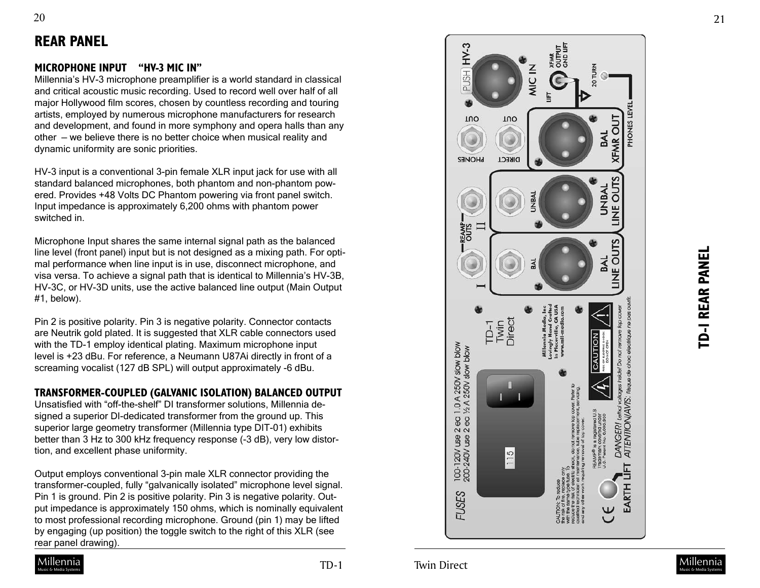# REAR PANEL

### MICROPHONE INPUT "HV-3 MIC IN"

Millennia's HV-3 microphone preamplifier is a world standard in classical and critical acoustic music recording. Used to record well over half of all major Hollywood film scores, chosen by countless recording and touring artists, employed by numerous microphone manufacturers for research and development, and found in more symphony and opera halls than any other – we believe there is no better choice when musical reality and dynamic uniformity are sonic priorities.

HV-3 input is a conventional 3-pin female XLR input jack for use with all standard balanced microphones, both phantom and non-phantom powered. Provides +48 Volts DC Phantom powering via front panel switch. Input impedance is approximately 6,200 ohms with phantom power switched in.

Microphone Input shares the same internal signal path as the balanced line level (front panel) input but is not designed as a mixing path. For optimal performance when line input is in use, disconnect microphone, and visa versa. To achieve a signal path that is identical to Millennia's HV-3B, HV-3C, or HV-3D units, use the active balanced line output (Main Output #1, below).

Pin 2 is positive polarity. Pin 3 is negative polarity. Connector contacts are Neutrik gold plated. It is suggested that XLR cable connectors used with the TD-1 employ identical plating. Maximum microphone input level is +23 dBu. For reference, a Neumann U87Ai directly in front of a screaming vocalist (127 dB SPL) will output approximately -6 dBu.

### TRANSFORMER-COUPLED (GALVANIC ISOLATION) BALANCED OUTPUT

Unsatisfied with "off-the-shelf" DI transformer solutions, Millennia designed a superior DI-dedicated transformer from the ground up. This superior large geometry transformer (Millennia type DIT-01) exhibits better than 3 Hz to 300 kHz frequency response (-3 dB), very low distortion, and excellent phase uniformity.

Output employs conventional 3-pin male XLR connector providing the transformer-coupled, fully "galvanically isolated" microphone level signal. Pin 1 is ground. Pin 2 is positive polarity. Pin 3 is negative polarity. Output impedance is approximately 150 ohms, which is nominally equivalent to most professional recording microphone. Ground (pin 1) may be lifted by engaging (up position) the toggle switch to the right of this XLR (see rear panel drawing).

## TD-1 REAR PANEL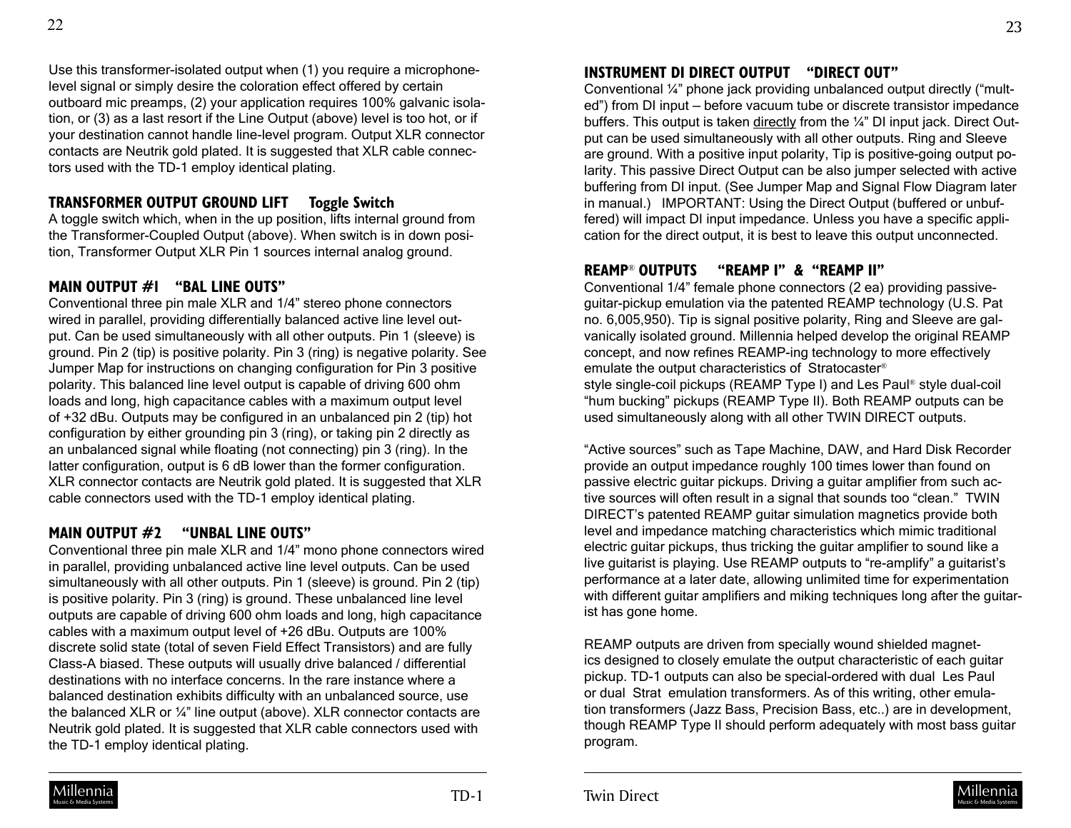Use this transformer-isolated output when (1) you require a microphone-level signal or simply desire the coloration effect offered by certain outboard mic preamps, (2) your application requires 100% galvanic isolation, or (3) as a last resort if the Line Output (above) level is too hot, or if your destination cannot handle line-level program. Output XLR connector contacts are Neutrik gold plated. It is suggested that XLR cable connectors used with the TD-1 employ identical plating.

## TRANSFORMER OUTPUT GROUND LIFT  Toggle Switch

A toggle switch which, when in the up position, lifts internal ground from the Transformer-Coupled Output (above). When switch is in down position, Transformer Output XLR Pin 1 sources internal analog ground.

## MAIN OUTPUT #1  "BAL LINE OUTS"

Conventional three pin male XLR and 1/4" stereo phone connectors wired in parallel, providing differentially balanced active line level output. Can be used simultaneously with all other outputs. Pin 1 (sleeve) is ground. Pin 2 (tip) is positive polarity. Pin 3 (ring) is negative polarity. See Jumper Map for instructions on changing configuration for Pin 3 positive polarity. This balanced line level output is capable of driving 600 ohm loads and long, high capacitance cables with a maximum output level of +32 dBu. Outputs may be configured in an unbalanced pin 2 (tip) hot configuration by either grounding pin 3 (ring), or taking pin 2 directly as an unbalanced signal while floating (not connecting) pin 3 (ring). In the latter configuration, output is 6 dB lower than the former configuration. XLR connector contacts are Neutrik gold plated. It is suggested that XLR cable connectors used with the TD-1 employ identical plating.

## MAIN OUTPUT #2  "UNBAL LINE OUTS"

Conventional three pin male XLR and 1/4" mono phone connectors wired in parallel, providing unbalanced active line level outputs. Can be used simultaneously with all other outputs. Pin 1 (sleeve) is ground. Pin 2 (tip) is positive polarity. Pin 3 (ring) is ground. These unbalanced line level outputs are capable of driving 600 ohm loads and long, high capacitance cables with a maximum output level of +26 dBu. Outputs are 100% discrete solid state (total of seven Field Effect Transistors) and are fully Class-A biased. These outputs will usually drive balanced / differential destinations with no interface concerns. In the rare instance where a balanced destination exhibits difficulty with an unbalanced source, use the balanced XLR or ¼" line output (above). XLR connector contacts are Neutrik gold plated. It is suggested that XLR cable connectors used with the TD-1 employ identical plating.

## INSTRUMENT DI DIRECT OUTPUT  "DIRECT OUT"

Conventional ¼" phone jack providing unbalanced output directly ("mult-ed") from DI input – before vacuum tube or discrete transistor impedance buffers. This output is taken directly from the ¼" DI input jack. Direct Output can be used simultaneously with all other outputs. Ring and Sleeve are ground. With a positive input polarity, Tip is positive-going output polarity. This passive Direct Output can be also jumper selected with active buffering from DI input. (See Jumper Map and Signal Flow Diagram later in manual.)  IMPORTANT: Using the Direct Output (buffered or unbuffered) will impact DI input impedance. Unless you have a specific application for the direct output, it is best to leave this output unconnected.

## REAMP® OUTPUTS  "REAMP I" & "REAMP II"

Conventional 1/4" female phone connectors (2 ea) providing passive-guitar-pickup emulation via the patented REAMP technology (U.S. Pat no. 6,005,950). Tip is signal positive polarity, Ring and Sleeve are galvanically isolated ground. Millennia helped develop the original REAMP concept, and now refines REAMP-ing technology to more effectively emulate the output characteristics of Stratocaster® style single-coil pickups (REAMP Type I) and Les Paul® style dual-coil "hum bucking" pickups (REAMP Type II). Both REAMP outputs can be used simultaneously along with all other TWIN DIRECT outputs.

"Active sources" such as Tape Machine, DAW, and Hard Disk Recorder provide an output impedance roughly 100 times lower than found on passive electric guitar pickups. Driving a guitar amplifier from such active sources will often result in a signal that sounds too "clean." TWIN DIRECT's patented REAMP guitar simulation magnetics provide both level and impedance matching characteristics which mimic traditional electric guitar pickups, thus tricking the guitar amplifier to sound like a live guitarist is playing. Use REAMP outputs to "re-amplify" a guitarist's performance at a later date, allowing unlimited time for experimentation with different guitar amplifiers and miking techniques long after the guitarist has gone home.

REAMP outputs are driven from specially wound shielded magnetics designed to closely emulate the output characteristic of each guitar pickup. TD-1 outputs can also be special-ordered with dual Les Paul or dual Strat emulation transformers. As of this writing, other emulation transformers (Jazz Bass, Precision Bass, etc..) are in development, though REAMP Type II should perform adequately with most bass guitar program.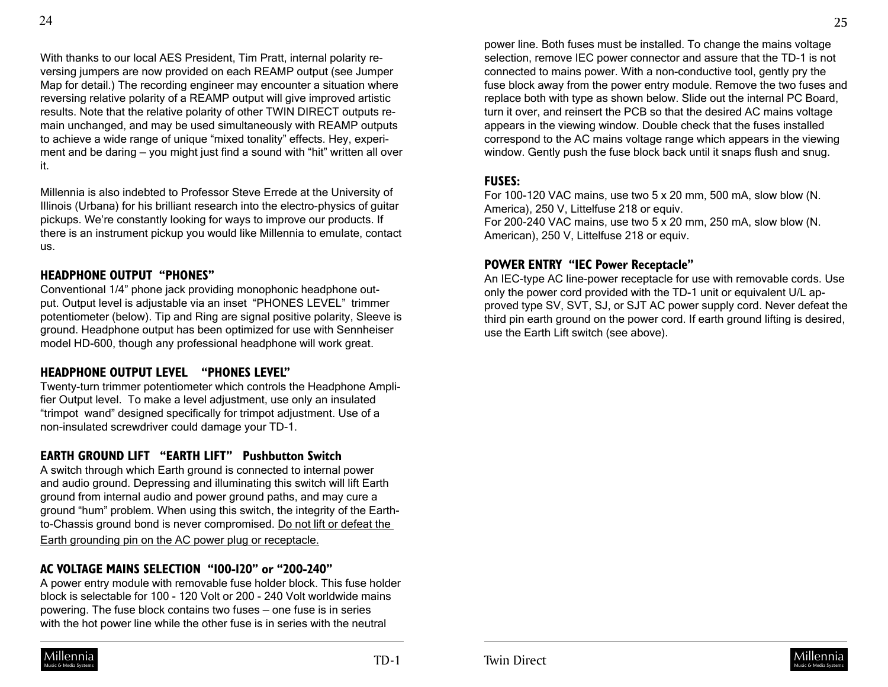With thanks to our local AES President, Tim Pratt, internal polarity reversing jumpers are now provided on each REAMP output (see Jumper Map for detail.) The recording engineer may encounter a situation where reversing relative polarity of a REAMP output will give improved artistic results. Note that the relative polarity of other TWIN DIRECT outputs remain unchanged, and may be used simultaneously with REAMP outputs to achieve a wide range of unique "mixed tonality" effects. Hey, experiment and be daring – you might just find a sound with "hit" written all over it.

Millennia is also indebted to Professor Steve Errede at the University of Illinois (Urbana) for his brilliant research into the electro-physics of guitar pickups. We're constantly looking for ways to improve our products. If there is an instrument pickup you would like Millennia to emulate, contact us.

## HEADPHONE OUTPUT "PHONES"

Conventional 1/4" phone jack providing monophonic headphone output. Output level is adjustable via an inset "PHONES LEVEL" trimmer potentiometer (below). Tip and Ring are signal positive polarity, Sleeve is ground. Headphone output has been optimized for use with Sennheiser model HD-600, though any professional headphone will work great.

## HEADPHONE OUTPUT LEVEL "PHONES LEVEL"

Twenty-turn trimmer potentiometer which controls the Headphone Amplifier Output level. To make a level adjustment, use only an insulated "trimpot wand" designed specifically for trimpot adjustment. Use of a non-insulated screwdriver could damage your TD-1.

## EARTH GROUND LIFT "EARTH LIFT" Pushbutton Switch

A switch through which Earth ground is connected to internal power and audio ground. Depressing and illuminating this switch will lift Earth ground from internal audio and power ground paths, and may cure a ground "hum" problem. When using this switch, the integrity of the Earth-to-Chassis ground bond is never compromised. Do not lift or defeat the Earth grounding pin on the AC power plug or receptacle.

## AC VOLTAGE MAINS SELECTION "100-120" or "200-240"

A power entry module with removable fuse holder block. This fuse holder block is selectable for 100 - 120 Volt or 200 - 240 Volt worldwide mains powering. The fuse block contains two fuses – one fuse is in series with the hot power line while the other fuse is in series with the neutral power line. Both fuses must be installed. To change the mains voltage selection, remove IEC power connector and assure that the TD-1 is not connected to mains power. With a non-conductive tool, gently pry the fuse block away from the power entry module. Remove the two fuses and replace both with type as shown below. Slide out the internal PC Board, turn it over, and reinsert the PCB so that the desired AC mains voltage appears in the viewing window. Double check that the fuses installed correspond to the AC mains voltage range which appears in the viewing window. Gently push the fuse block back until it snaps flush and snug.

## FUSES:

For 100-120 VAC mains, use two 5 x 20 mm, 500 mA, slow blow (N. America), 250 V, Littelfuse 218 or equiv.
For 200-240 VAC mains, use two 5 x 20 mm, 250 mA, slow blow (N. American), 250 V, Littelfuse 218 or equiv.

## POWER ENTRY "IEC Power Receptacle"

An IEC-type AC line-power receptacle for use with removable cords. Use only the power cord provided with the TD-1 unit or equivalent U/L approved type SV, SVT, SJ, or SJT AC power supply cord. Never defeat the third pin earth ground on the power cord. If earth ground lifting is desired, use the Earth Lift switch (see above).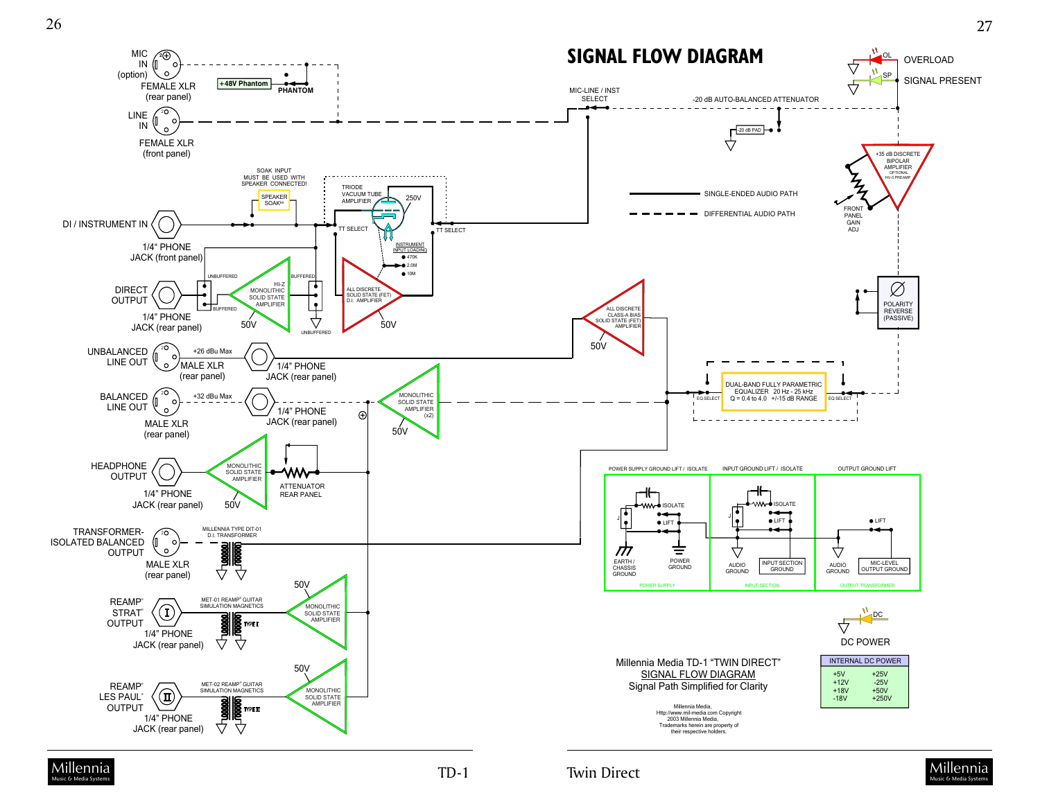# SIGNAL FLOW DIAGRAM

MIC IN (option) FEMALE XLR (rear panel)

+48V Phantom

PHANTOM

LINE IN FEMALE XLR (front panel)

MIC-LINE / INST SELECT

-20 dB AUTO-BALANCED ATTENUATOR

-20 dB PAD

OL OVERLOAD

SP SIGNAL PRESENT

+35 dB DISCRETE BIPOLAR AMPLIFIER OPTIONAL HV-3 PREAMP

FRONT PANEL GAIN ADJ

SINGLE-ENDED AUDIO PATH

DIFFERENTIAL AUDIO PATH

SOAK INPUT MUST BE USED WITH SPEAKER CONNECTED!

SPEAKER SOAK™

TRIODE VACUUM TUBE AMPLIFIER

250V

TT SELECT

TT SELECT

DI / INSTRUMENT IN

1/4" PHONE JACK (front panel)

INSTRUMENT INPUT LOADING

- 470K
- 2.0M
- 10M

UNBUFFERED

BUFFERED

BUFFERED

UNBUFFERED

HI-Z MONOLITHIC SOLID STATE AMPLIFIER

ALL DISCRETE SOLID STATE (FET) D.I. AMPLIFIER

DIRECT OUTPUT 1/4" PHONE JACK (rear panel)

50V

50V

ALL DISCRETE CLASS-A BIAS SOLID STATE (FET) AMPLIFIER

50V

POLARITY REVERSE (PASSIVE)

UNBALANCED LINE OUT

+26 dBu Max

MALE XLR (rear panel)

1/4" PHONE JACK (rear panel)

BALANCED LINE OUT

+32 dBu Max

MALE XLR (rear panel)

1/4" PHONE JACK (rear panel)

MONOLITHIC SOLID STATE AMPLIFIER (x2)

50V

EQ SELECT

DUAL-BAND FULLY PARAMETRIC EQUALIZER 20 Hz - 25 kHz Q = 0.4 to 4.0 +/-15 dB RANGE

EQ SELECT

HEADPHONE OUTPUT 1/4" PHONE JACK (rear panel)

MONOLITHIC SOLID STATE AMPLIFIER

50V

ATTENUATOR REAR PANEL

POWER SUPPLY GROUND LIFT / ISOLATE

ISOLATE

LIFT

EARTH / CHASSIS GROUND

POWER GROUND

POWER SUPPLY

INPUT GROUND LIFT / ISOLATE

ISOLATE

LIFT

AUDIO GROUND

INPUT SECTION GROUND

INPUT SECTION

OUTPUT GROUND LIFT

LIFT

AUDIO GROUND

MIC-LEVEL OUTPUT GROUND

OUTPUT TRANSFORMER

TRANSFORMER-ISOLATED BALANCED OUTPUT

MILLENNIA TYPE DIT-01 D.I. TRANSFORMER

MALE XLR (rear panel)

REAMP® STRAT® OUTPUT

MET-01 REAMP® GUITAR SIMULATION MAGNETICS

TYPE I

MONOLITHIC SOLID STATE AMPLIFIER

50V

1/4" PHONE JACK (rear panel)

DC POWER

REAMP® LES PAUL® OUTPUT

MET-02 REAMP® GUITAR SIMULATION MAGNETICS

TYPE II

MONOLITHIC SOLID STATE AMPLIFIER

50V

1/4" PHONE JACK (rear panel)

Millennia Media TD-1 "TWIN DIRECT"
SIGNAL FLOW DIAGRAM
Signal Path Simplified for Clarity

Millennia Media, Http://www.mil-media.com Copyright 2003 Millennia Media, Trademarks herein are property of their respective holders.

| INTERNAL DC POWER | |
|---|---|
| +5V | +25V |
| +12V | -25V |
| +18V | +50V |
| -18V | +250V |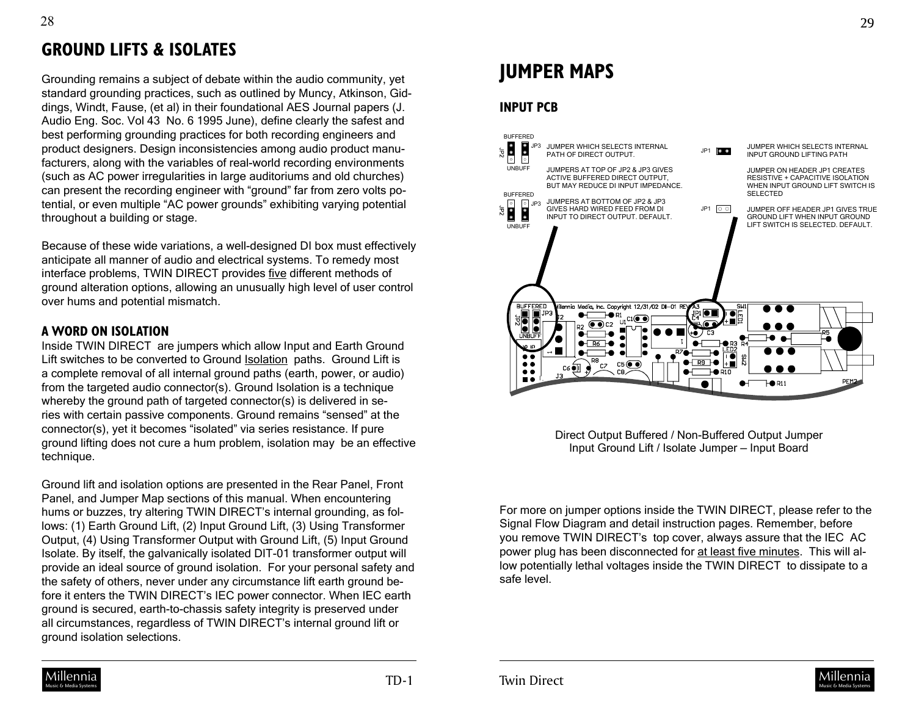# GROUND LIFTS & ISOLATES

Grounding remains a subject of debate within the audio community, yet standard grounding practices, such as outlined by Muncy, Atkinson, Giddings, Windt, Fause, (et al) in their foundational AES Journal papers (J. Audio Eng. Soc. Vol 43 No. 6 1995 June), define clearly the safest and best performing grounding practices for both recording engineers and product designers. Design inconsistencies among audio product manufacturers, along with the variables of real-world recording environments (such as AC power irregularities in large auditoriums and old churches) can present the recording engineer with "ground" far from zero volts potential, or even multiple "AC power grounds" exhibiting varying potential throughout a building or stage.

Because of these wide variations, a well-designed DI box must effectively anticipate all manner of audio and electrical systems. To remedy most interface problems, TWIN DIRECT provides five different methods of ground alteration options, allowing an unusually high level of user control over hums and potential mismatch.

## A WORD ON ISOLATION

Inside TWIN DIRECT are jumpers which allow Input and Earth Ground Lift switches to be converted to Ground Isolation paths. Ground Lift is a complete removal of all internal ground paths (earth, power, or audio) from the targeted audio connector(s). Ground Isolation is a technique whereby the ground path of targeted connector(s) is delivered in series with certain passive components. Ground remains "sensed" at the connector(s), yet it becomes "isolated" via series resistance. If pure ground lifting does not cure a hum problem, isolation may be an effective technique.

Ground lift and isolation options are presented in the Rear Panel, Front Panel, and Jumper Map sections of this manual. When encountering hums or buzzes, try altering TWIN DIRECT's internal grounding, as follows: (1) Earth Ground Lift, (2) Input Ground Lift, (3) Using Transformer Output, (4) Using Transformer Output with Ground Lift, (5) Input Ground Isolate. By itself, the galvanically isolated DIT-01 transformer output will provide an ideal source of ground isolation. For your personal safety and the safety of others, never under any circumstance lift earth ground before it enters the TWIN DIRECT's IEC power connector. When IEC earth ground is secured, earth-to-chassis safety integrity is preserved under all circumstances, regardless of TWIN DIRECT's internal ground lift or ground isolation selections.

# JUMPER MAPS

## INPUT PCB

JP2 / JP3 (BUFFERED / UNBUFF): JUMPER WHICH SELECTS INTERNAL PATH OF DIRECT OUTPUT.

JUMPERS AT TOP OF JP2 & JP3 GIVES ACTIVE BUFFERED DIRECT OUTPUT, BUT MAY REDUCE DI INPUT IMPEDANCE.

JUMPERS AT BOTTOM OF JP2 & JP3 GIVES HARD WIRED FEED FROM DI INPUT TO DIRECT OUTPUT. DEFAULT.

JP1: JUMPER WHICH SELECTS INTERNAL INPUT GROUND LIFTING PATH

JUMPER ON HEADER JP1 CREATES RESISTIVE + CAPACITIVE ISOLATION WHEN INPUT GROUND LIFT SWITCH IS SELECTED

JUMPER OFF HEADER JP1 GIVES TRUE GROUND LIFT WHEN INPUT GROUND LIFT SWITCH IS SELECTED. DEFAULT.

Direct Output Buffered / Non-Buffered Output Jumper
Input Ground Lift / Isolate Jumper – Input Board

For more on jumper options inside the TWIN DIRECT, please refer to the Signal Flow Diagram and detail instruction pages. Remember, before you remove TWIN DIRECT's top cover, always assure that the IEC AC power plug has been disconnected for at least five minutes. This will allow potentially lethal voltages inside the TWIN DIRECT to dissipate to a safe level.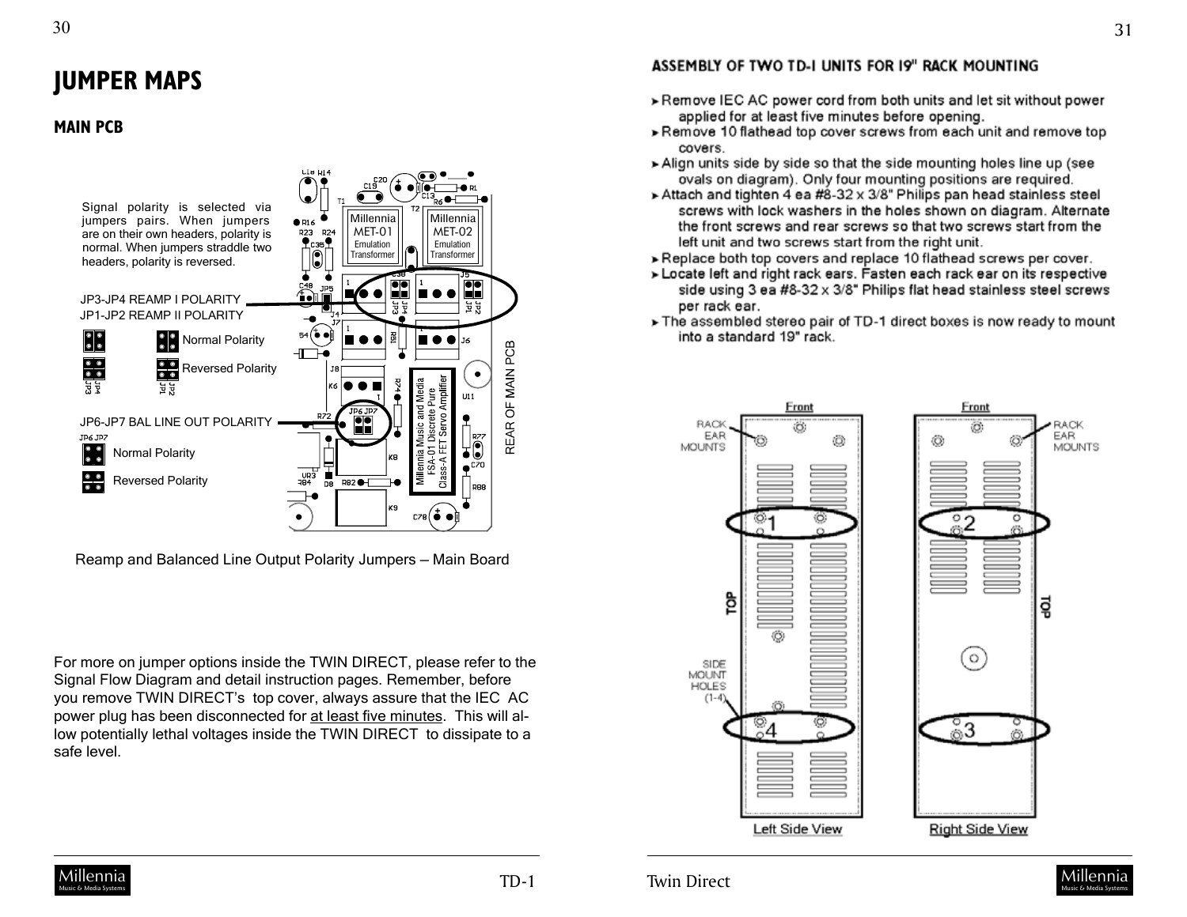# JUMPER MAPS

## MAIN PCB

Signal polarity is selected via jumpers pairs. When jumpers are on their own headers, polarity is normal. When jumpers straddle two headers, polarity is reversed.

JP3-JP4 REAMP I POLARITY
JP1-JP2 REAMP II POLARITY

Normal Polarity

Reversed Polarity

JP6-JP7 BAL LINE OUT POLARITY

Normal Polarity

Reversed Polarity

REAR OF MAIN PCB

Reamp and Balanced Line Output Polarity Jumpers — Main Board

For more on jumper options inside the TWIN DIRECT, please refer to the Signal Flow Diagram and detail instruction pages. Remember, before you remove TWIN DIRECT's top cover, always assure that the IEC AC power plug has been disconnected for <u>at least five minutes</u>. This will allow potentially lethal voltages inside the TWIN DIRECT to dissipate to a safe level.

## ASSEMBLY OF TWO TD-1 UNITS FOR 19" RACK MOUNTING

- Remove IEC AC power cord from both units and let sit without power applied for at least five minutes before opening.
- Remove 10 flathead top cover screws from each unit and remove top covers.
- Align units side by side so that the side mounting holes line up (see ovals on diagram). Only four mounting positions are required.
- Attach and tighten 4 ea #8-32 x 3/8" Philips pan head stainless steel screws with lock washers in the holes shown on diagram. Alternate the front screws and rear screws so that two screws start from the left unit and two screws start from the right unit.
- Replace both top covers and replace 10 flathead screws per cover.
- Locate left and right rack ears. Fasten each rack ear on its respective side using 3 ea #8-32 x 3/8" Philips flat head stainless steel screws per rack ear.
- The assembled stereo pair of TD-1 direct boxes is now ready to mount into a standard 19" rack.

Left Side View — Right Side View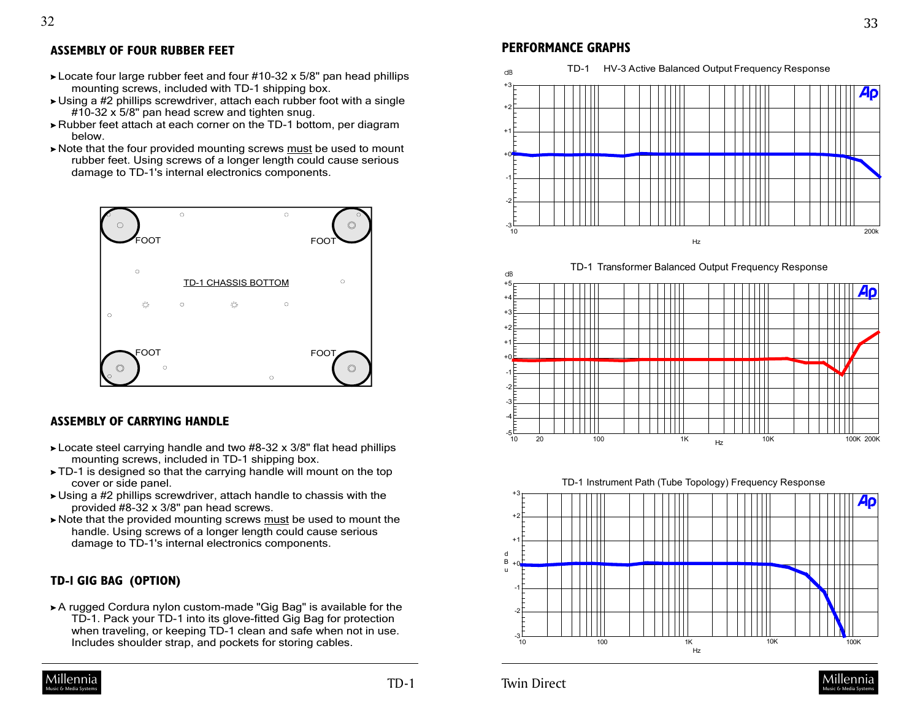## ASSEMBLY OF FOUR RUBBER FEET

- Locate four large rubber feet and four #10-32 x 5/8" pan head phillips mounting screws, included with TD-1 shipping box.
- Using a #2 phillips screwdriver, attach each rubber foot with a single #10-32 x 5/8" pan head screw and tighten snug.
- Rubber feet attach at each corner on the TD-1 bottom, per diagram below.
- Note that the four provided mounting screws must be used to mount rubber feet. Using screws of a longer length could cause serious damage to TD-1's internal electronics components.

FOOT FOOT

TD-1 CHASSIS BOTTOM

FOOT FOOT

## ASSEMBLY OF CARRYING HANDLE

- Locate steel carrying handle and two #8-32 x 3/8" flat head phillips mounting screws, included in TD-1 shipping box.
- TD-1 is designed so that the carrying handle will mount on the top cover or side panel.
- Using a #2 phillips screwdriver, attach handle to chassis with the provided #8-32 x 3/8" pan head screws.
- Note that the provided mounting screws must be used to mount the handle. Using screws of a longer length could cause serious damage to TD-1's internal electronics components.

## TD-I GIG BAG (OPTION)

- A rugged Cordura nylon custom-made "Gig Bag" is available for the TD-1. Pack your TD-1 into its glove-fitted Gig Bag for protection when traveling, or keeping TD-1 clean and safe when not in use. Includes shoulder strap, and pockets for storing cables.

## PERFORMANCE GRAPHS

TD-1 HV-3 Active Balanced Output Frequency Response

TD-1 Transformer Balanced Output Frequency Response

TD-1 Instrument Path (Tube Topology) Frequency Response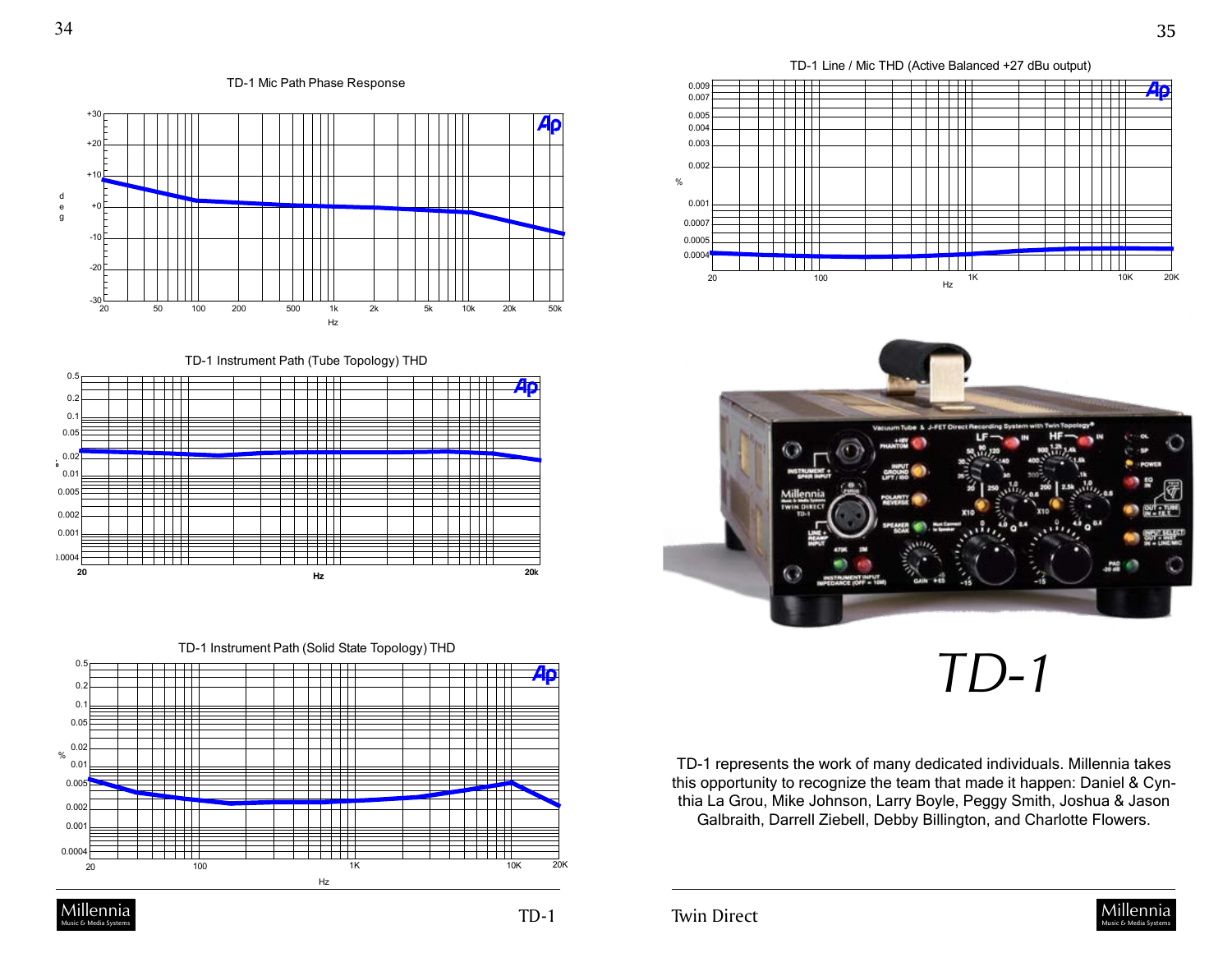TD-1 Mic Path Phase Response

TD-1 Instrument Path (Tube Topology) THD

TD-1 Instrument Path (Solid State Topology) THD

TD-1 Line / Mic THD (Active Balanced +27 dBu output)

# *TD-1*

TD-1 represents the work of many dedicated individuals. Millennia takes this opportunity to recognize the team that made it happen: Daniel & Cynthia La Grou, Mike Johnson, Larry Boyle, Peggy Smith, Joshua & Jason Galbraith, Darrell Ziebell, Debby Billington, and Charlotte Flowers.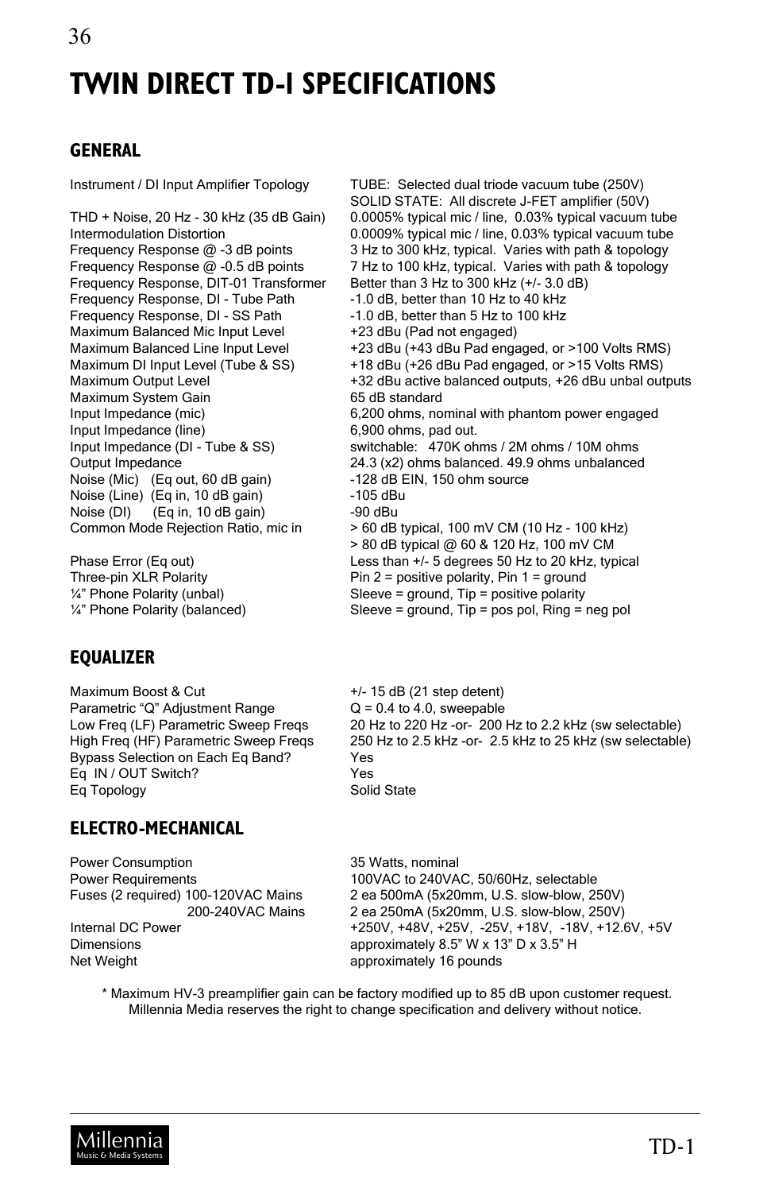# TWIN DIRECT TD-I SPECIFICATIONS

## GENERAL

| | |
|---|---|
| Instrument / DI Input Amplifier Topology | TUBE: Selected dual triode vacuum tube (250V) SOLID STATE: All discrete J-FET amplifier (50V) |
| THD + Noise, 20 Hz - 30 kHz (35 dB Gain) | 0.0005% typical mic / line, 0.03% typical vacuum tube |
| Intermodulation Distortion | 0.0009% typical mic / line, 0.03% typical vacuum tube |
| Frequency Response @ -3 dB points | 3 Hz to 300 kHz, typical. Varies with path & topology |
| Frequency Response @ -0.5 dB points | 7 Hz to 100 kHz, typical. Varies with path & topology |
| Frequency Response, DIT-01 Transformer | Better than 3 Hz to 300 kHz (+/- 3.0 dB) |
| Frequency Response, DI - Tube Path | -1.0 dB, better than 10 Hz to 40 kHz |
| Frequency Response, DI - SS Path | -1.0 dB, better than 5 Hz to 100 kHz |
| Maximum Balanced Mic Input Level | +23 dBu (Pad not engaged) |
| Maximum Balanced Line Input Level | +23 dBu (+43 dBu Pad engaged, or >100 Volts RMS) |
| Maximum DI Input Level (Tube & SS) | +18 dBu (+26 dBu Pad engaged, or >15 Volts RMS) |
| Maximum Output Level | +32 dBu active balanced outputs, +26 dBu unbal outputs |
| Maximum System Gain | 65 dB standard |
| Input Impedance (mic) | 6,200 ohms, nominal with phantom power engaged |
| Input Impedance (line) | 6,900 ohms, pad out. |
| Input Impedance (DI - Tube & SS) | switchable: 470K ohms / 2M ohms / 10M ohms |
| Output Impedance | 24.3 (x2) ohms balanced. 49.9 ohms unbalanced |
| Noise (Mic) (Eq out, 60 dB gain) | -128 dB EIN, 150 ohm source |
| Noise (Line) (Eq in, 10 dB gain) | -105 dBu |
| Noise (DI) (Eq in, 10 dB gain) | -90 dBu |
| Common Mode Rejection Ratio, mic in | > 60 dB typical, 100 mV CM (10 Hz - 100 kHz) > 80 dB typical @ 60 & 120 Hz, 100 mV CM |
| Phase Error (Eq out) | Less than +/- 5 degrees 50 Hz to 20 kHz, typical |
| Three-pin XLR Polarity | Pin 2 = positive polarity, Pin 1 = ground |
| ¼" Phone Polarity (unbal) | Sleeve = ground, Tip = positive polarity |
| ¼" Phone Polarity (balanced) | Sleeve = ground, Tip = pos pol, Ring = neg pol |

## EQUALIZER

| | |
|---|---|
| Maximum Boost & Cut | +/- 15 dB (21 step detent) |
| Parametric "Q" Adjustment Range | Q = 0.4 to 4.0, sweepable |
| Low Freq (LF) Parametric Sweep Freqs | 20 Hz to 220 Hz -or- 200 Hz to 2.2 kHz (sw selectable) |
| High Freq (HF) Parametric Sweep Freqs | 250 Hz to 2.5 kHz -or- 2.5 kHz to 25 kHz (sw selectable) |
| Bypass Selection on Each Eq Band? | Yes |
| Eq IN / OUT Switch? | Yes |
| Eq Topology | Solid State |

## ELECTRO-MECHANICAL

| | |
|---|---|
| Power Consumption | 35 Watts, nominal |
| Power Requirements | 100VAC to 240VAC, 50/60Hz, selectable |
| Fuses (2 required) 100-120VAC Mains | 2 ea 500mA (5x20mm, U.S. slow-blow, 250V) |
| 200-240VAC Mains | 2 ea 250mA (5x20mm, U.S. slow-blow, 250V) |
| Internal DC Power | +250V, +48V, +25V, -25V, +18V, -18V, +12.6V, +5V |
| Dimensions | approximately 8.5" W x 13" D x 3.5" H |
| Net Weight | approximately 16 pounds |

\* Maximum HV-3 preamplifier gain can be factory modified up to 85 dB upon customer request.
Millennia Media reserves the right to change specification and delivery without notice.